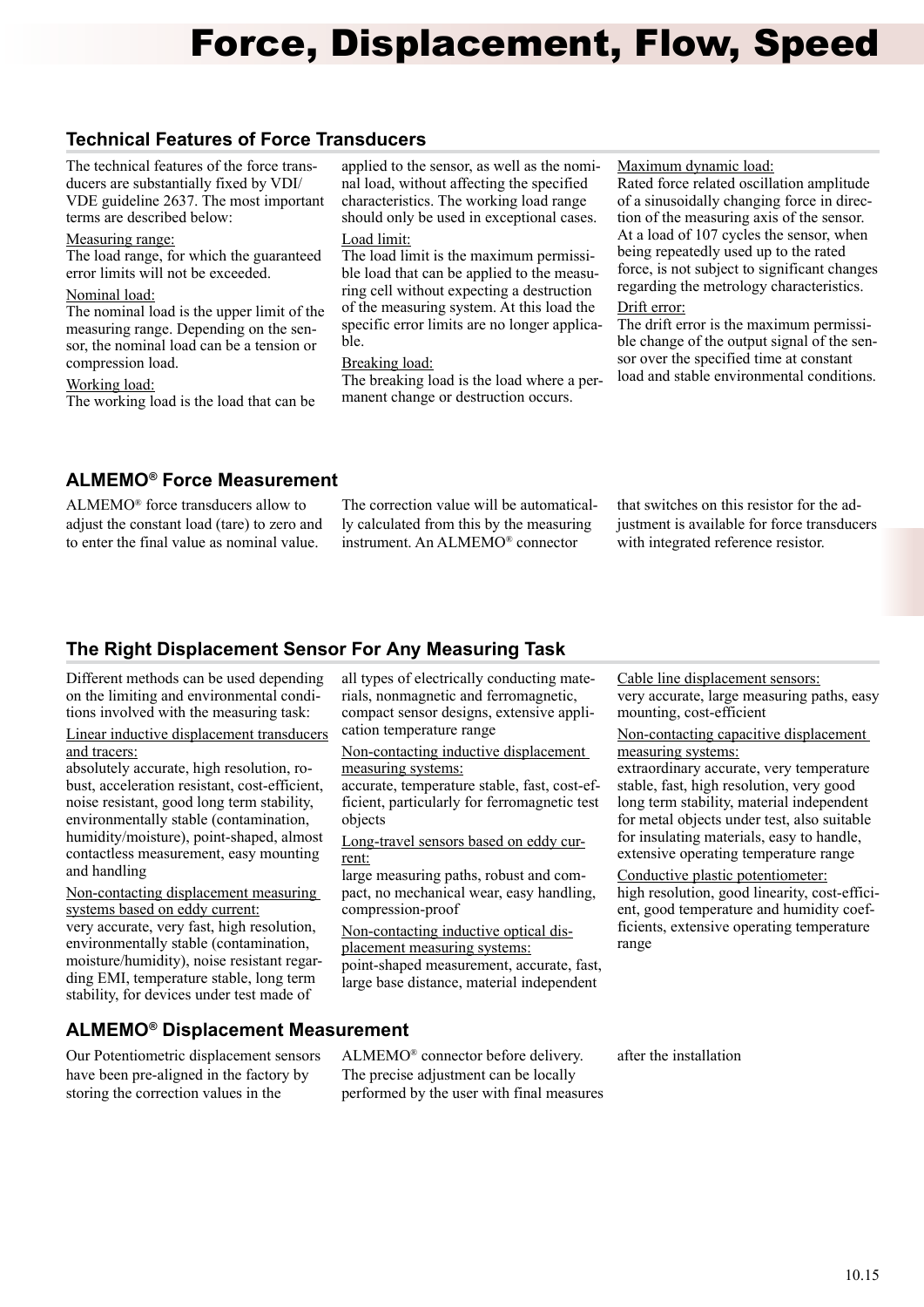# Force, Displacement, Flow, Speed

## Technical Features of Force Transducers

The technical features of the force transducers are substantially fixed by VDI/VDE guideline 2637. The most important terms are described below:

Measuring range:
The load range, for which the guaranteed error limits will not be exceeded.

Nominal load:
The nominal load is the upper limit of the measuring range. Depending on the sensor, the nominal load can be a tension or compression load.

Working load:
The working load is the load that can be applied to the sensor, as well as the nominal load, without affecting the specified characteristics. The working load range should only be used in exceptional cases.

Load limit:
The load limit is the maximum permissible load that can be applied to the measuring cell without expecting a destruction of the measuring system. At this load the specific error limits are no longer applicable.

Breaking load:
The breaking load is the load where a permanent change or destruction occurs.

Maximum dynamic load:
Rated force related oscillation amplitude of a sinusoidally changing force in direction of the measuring axis of the sensor. At a load of 107 cycles the sensor, when being repeatedly used up to the rated force, is not subject to significant changes regarding the metrology characteristics.

Drift error:
The drift error is the maximum permissible change of the output signal of the sensor over the specified time at constant load and stable environmental conditions.

## ALMEMO® Force Measurement

ALMEMO® force transducers allow to adjust the constant load (tare) to zero and to enter the final value as nominal value. The correction value will be automatically calculated from this by the measuring instrument. An ALMEMO® connector that switches on this resistor for the adjustment is available for force transducers with integrated reference resistor.

## The Right Displacement Sensor For Any Measuring Task

Different methods can be used depending on the limiting and environmental conditions involved with the measuring task:

Linear inductive displacement transducers and tracers:
absolutely accurate, high resolution, robust, acceleration resistant, cost-efficient, noise resistant, good long term stability, environmentally stable (contamination, humidity/moisture), point-shaped, almost contactless measurement, easy mounting and handling

Non-contacting displacement measuring systems based on eddy current:
very accurate, very fast, high resolution, environmentally stable (contamination, moisture/humidity), noise resistant regarding EMI, temperature stable, long term stability, for devices under test made of all types of electrically conducting materials, nonmagnetic and ferromagnetic, compact sensor designs, extensive application temperature range

Non-contacting inductive displacement measuring systems:
accurate, temperature stable, fast, cost-efficient, particularly for ferromagnetic test objects

Long-travel sensors based on eddy current:
large measuring paths, robust and compact, no mechanical wear, easy handling, compression-proof

Non-contacting inductive optical displacement measuring systems:
point-shaped measurement, accurate, fast, large base distance, material independent

Cable line displacement sensors:
very accurate, large measuring paths, easy mounting, cost-efficient

Non-contacting capacitive displacement measuring systems:
extraordinary accurate, very temperature stable, fast, high resolution, very good long term stability, material independent for metal objects under test, also suitable for insulating materials, easy to handle, extensive operating temperature range

Conductive plastic potentiometer:
high resolution, good linearity, cost-efficient, good temperature and humidity coefficients, extensive operating temperature range

## ALMEMO® Displacement Measurement

Our Potentiometric displacement sensors have been pre-aligned in the factory by storing the correction values in the ALMEMO® connector before delivery. The precise adjustment can be locally performed by the user with final measures after the installation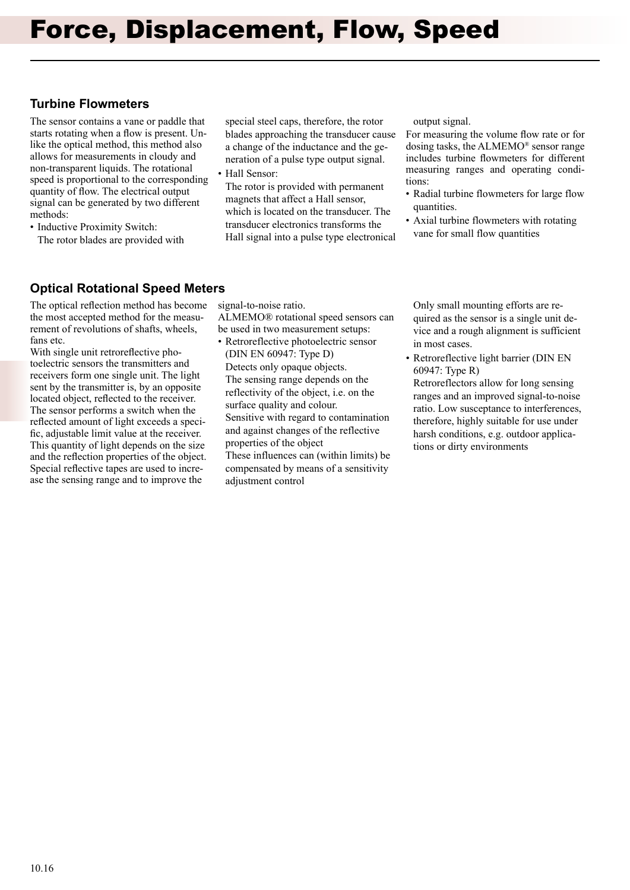# Force, Displacement, Flow, Speed

## Turbine Flowmeters

The sensor contains a vane or paddle that starts rotating when a flow is present. Unlike the optical method, this method also allows for measurements in cloudy and non-transparent liquids. The rotational speed is proportional to the corresponding quantity of flow. The electrical output signal can be generated by two different methods:

- Inductive Proximity Switch:
  The rotor blades are provided with special steel caps, therefore, the rotor blades approaching the transducer cause a change of the inductance and the generation of a pulse type output signal.
- Hall Sensor:
  The rotor is provided with permanent magnets that affect a Hall sensor, which is located on the transducer. The transducer electronics transforms the Hall signal into a pulse type electronical output signal.

For measuring the volume flow rate or for dosing tasks, the ALMEMO® sensor range includes turbine flowmeters for different measuring ranges and operating conditions:

- Radial turbine flowmeters for large flow quantities.
- Axial turbine flowmeters with rotating vane for small flow quantities

## Optical Rotational Speed Meters

The optical reflection method has become the most accepted method for the measurement of revolutions of shafts, wheels, fans etc.

With single unit retroreflective photoelectric sensors the transmitters and receivers form one single unit. The light sent by the transmitter is, by an opposite located object, reflected to the receiver. The sensor performs a switch when the reflected amount of light exceeds a specific, adjustable limit value at the receiver. This quantity of light depends on the size and the reflection properties of the object. Special reflective tapes are used to increase the sensing range and to improve the signal-to-noise ratio.

ALMEMO® rotational speed sensors can be used in two measurement setups:

- Retroreflective photoelectric sensor (DIN EN 60947: Type D)
  Detects only opaque objects.
  The sensing range depends on the reflectivity of the object, i.e. on the surface quality and colour.
  Sensitive with regard to contamination and against changes of the reflective properties of the object
  These influences can (within limits) be compensated by means of a sensitivity adjustment control
  Only small mounting efforts are required as the sensor is a single unit device and a rough alignment is sufficient in most cases.
- Retroreflective light barrier (DIN EN 60947: Type R)
  Retroreflectors allow for long sensing ranges and an improved signal-to-noise ratio. Low susceptance to interferences, therefore, highly suitable for use under harsh conditions, e.g. outdoor applications or dirty environments